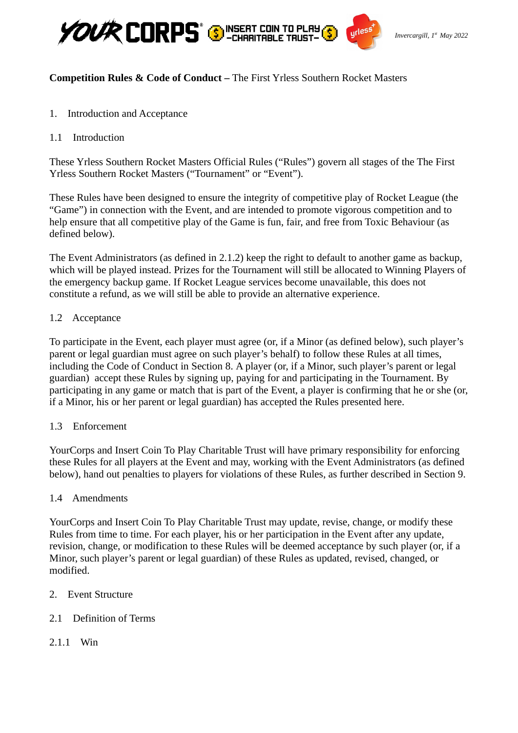Invercargill, 1st May 2022

**Competition Rules & Code of Conduct –** The First Yrless Southern Rocket Masters

1. Introduction and Acceptance

1.1 Introduction

These Yrless Southern Rocket Masters Official Rules (“Rules”) govern all stages of the The First Yrless Southern Rocket Masters (“Tournament” or “Event”).

These Rules have been designed to ensure the integrity of competitive play of Rocket League (the “Game”) in connection with the Event, and are intended to promote vigorous competition and to help ensure that all competitive play of the Game is fun, fair, and free from Toxic Behaviour (as defined below).

The Event Administrators (as defined in 2.1.2) keep the right to default to another game as backup, which will be played instead. Prizes for the Tournament will still be allocated to Winning Players of the emergency backup game. If Rocket League services become unavailable, this does not constitute a refund, as we will still be able to provide an alternative experience.

1.2 Acceptance

To participate in the Event, each player must agree (or, if a Minor (as defined below), such player’s parent or legal guardian must agree on such player’s behalf) to follow these Rules at all times, including the Code of Conduct in Section 8. A player (or, if a Minor, such player’s parent or legal guardian) accept these Rules by signing up, paying for and participating in the Tournament. By participating in any game or match that is part of the Event, a player is confirming that he or she (or, if a Minor, his or her parent or legal guardian) has accepted the Rules presented here.

1.3 Enforcement

YourCorps and Insert Coin To Play Charitable Trust will have primary responsibility for enforcing these Rules for all players at the Event and may, working with the Event Administrators (as defined below), hand out penalties to players for violations of these Rules, as further described in Section 9.

1.4 Amendments

YourCorps and Insert Coin To Play Charitable Trust may update, revise, change, or modify these Rules from time to time. For each player, his or her participation in the Event after any update, revision, change, or modification to these Rules will be deemed acceptance by such player (or, if a Minor, such player’s parent or legal guardian) of these Rules as updated, revised, changed, or modified.

2. Event Structure

2.1 Definition of Terms

2.1.1 Win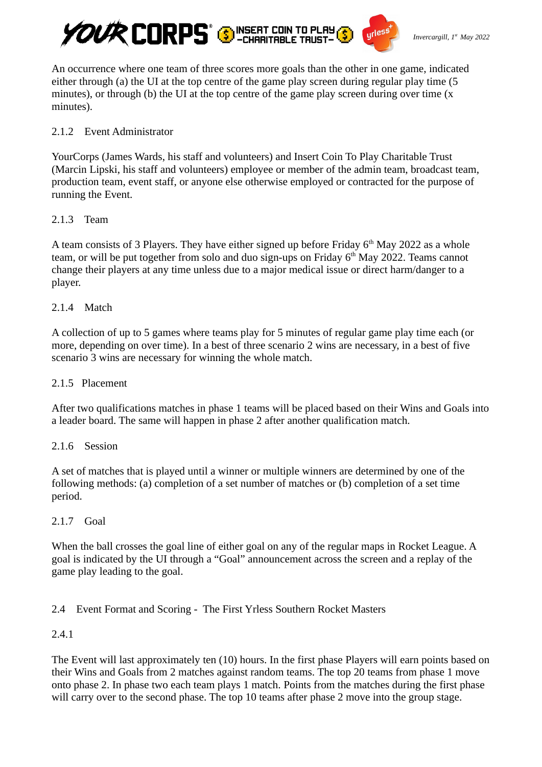An occurrence where one team of three scores more goals than the other in one game, indicated either through (a) the UI at the top centre of the game play screen during regular play time (5 minutes), or through (b) the UI at the top centre of the game play screen during over time (x minutes).

### 2.1.2 Event Administrator

YourCorps (James Wards, his staff and volunteers) and Insert Coin To Play Charitable Trust (Marcin Lipski, his staff and volunteers) employee or member of the admin team, broadcast team, production team, event staff, or anyone else otherwise employed or contracted for the purpose of running the Event.

### 2.1.3 Team

A team consists of 3 Players. They have either signed up before Friday 6th May 2022 as a whole team, or will be put together from solo and duo sign-ups on Friday 6th May 2022. Teams cannot change their players at any time unless due to a major medical issue or direct harm/danger to a player.

### 2.1.4 Match

A collection of up to 5 games where teams play for 5 minutes of regular game play time each (or more, depending on over time). In a best of three scenario 2 wins are necessary, in a best of five scenario 3 wins are necessary for winning the whole match.

### 2.1.5 Placement

After two qualifications matches in phase 1 teams will be placed based on their Wins and Goals into a leader board. The same will happen in phase 2 after another qualification match.

### 2.1.6 Session

A set of matches that is played until a winner or multiple winners are determined by one of the following methods: (a) completion of a set number of matches or (b) completion of a set time period.

### 2.1.7 Goal

When the ball crosses the goal line of either goal on any of the regular maps in Rocket League. A goal is indicated by the UI through a “Goal” announcement across the screen and a replay of the game play leading to the goal.

## 2.4 Event Format and Scoring - The First Yrless Southern Rocket Masters

### 2.4.1

The Event will last approximately ten (10) hours. In the first phase Players will earn points based on their Wins and Goals from 2 matches against random teams. The top 20 teams from phase 1 move onto phase 2. In phase two each team plays 1 match. Points from the matches during the first phase will carry over to the second phase. The top 10 teams after phase 2 move into the group stage.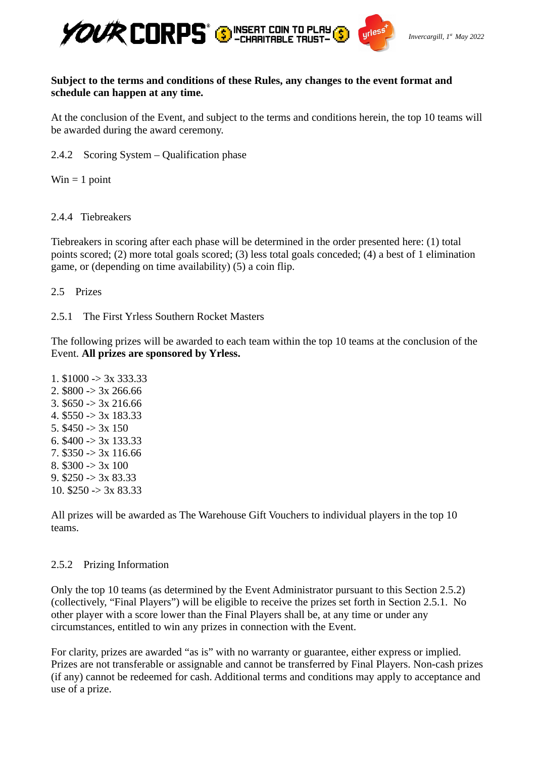**Subject to the terms and conditions of these Rules, any changes to the event format and schedule can happen at any time.**

At the conclusion of the Event, and subject to the terms and conditions herein, the top 10 teams will be awarded during the award ceremony.

2.4.2 Scoring System – Qualification phase

Win = 1 point

2.4.4 Tiebreakers

Tiebreakers in scoring after each phase will be determined in the order presented here: (1) total points scored; (2) more total goals scored; (3) less total goals conceded; (4) a best of 1 elimination game, or (depending on time availability) (5) a coin flip.

2.5 Prizes

2.5.1 The First Yrless Southern Rocket Masters

The following prizes will be awarded to each team within the top 10 teams at the conclusion of the Event. **All prizes are sponsored by Yrless.**

1. $1000 -> 3x 333.33
2. $800 -> 3x 266.66
3. $650 -> 3x 216.66
4. $550 -> 3x 183.33
5. $450 -> 3x 150
6. $400 -> 3x 133.33
7. $350 -> 3x 116.66
8. $300 -> 3x 100
9. $250 -> 3x 83.33
10. $250 -> 3x 83.33

All prizes will be awarded as The Warehouse Gift Vouchers to individual players in the top 10 teams.

2.5.2 Prizing Information

Only the top 10 teams (as determined by the Event Administrator pursuant to this Section 2.5.2) (collectively, “Final Players”) will be eligible to receive the prizes set forth in Section 2.5.1. No other player with a score lower than the Final Players shall be, at any time or under any circumstances, entitled to win any prizes in connection with the Event.

For clarity, prizes are awarded “as is” with no warranty or guarantee, either express or implied. Prizes are not transferable or assignable and cannot be transferred by Final Players. Non-cash prizes (if any) cannot be redeemed for cash. Additional terms and conditions may apply to acceptance and use of a prize.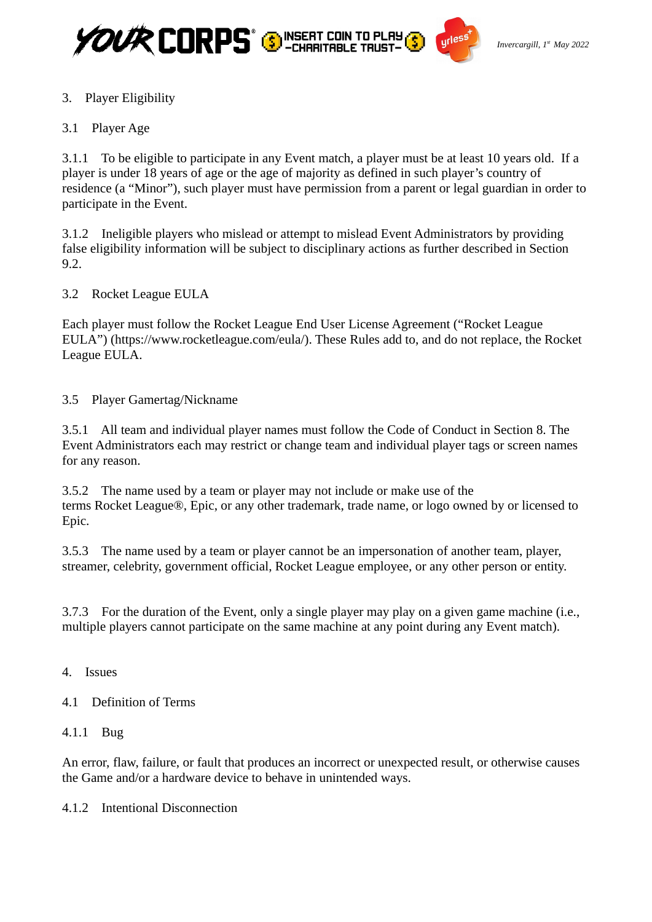## 3. Player Eligibility

### 3.1 Player Age

3.1.1 To be eligible to participate in any Event match, a player must be at least 10 years old. If a player is under 18 years of age or the age of majority as defined in such player's country of residence (a "Minor"), such player must have permission from a parent or legal guardian in order to participate in the Event.

3.1.2 Ineligible players who mislead or attempt to mislead Event Administrators by providing false eligibility information will be subject to disciplinary actions as further described in Section 9.2.

### 3.2 Rocket League EULA

Each player must follow the Rocket League End User License Agreement ("Rocket League EULA") (https://www.rocketleague.com/eula/). These Rules add to, and do not replace, the Rocket League EULA.

### 3.5 Player Gamertag/Nickname

3.5.1 All team and individual player names must follow the Code of Conduct in Section 8. The Event Administrators each may restrict or change team and individual player tags or screen names for any reason.

3.5.2 The name used by a team or player may not include or make use of the terms Rocket League®, Epic, or any other trademark, trade name, or logo owned by or licensed to Epic.

3.5.3 The name used by a team or player cannot be an impersonation of another team, player, streamer, celebrity, government official, Rocket League employee, or any other person or entity.

3.7.3 For the duration of the Event, only a single player may play on a given game machine (i.e., multiple players cannot participate on the same machine at any point during any Event match).

## 4. Issues

### 4.1 Definition of Terms

4.1.1 Bug

An error, flaw, failure, or fault that produces an incorrect or unexpected result, or otherwise causes the Game and/or a hardware device to behave in unintended ways.

4.1.2 Intentional Disconnection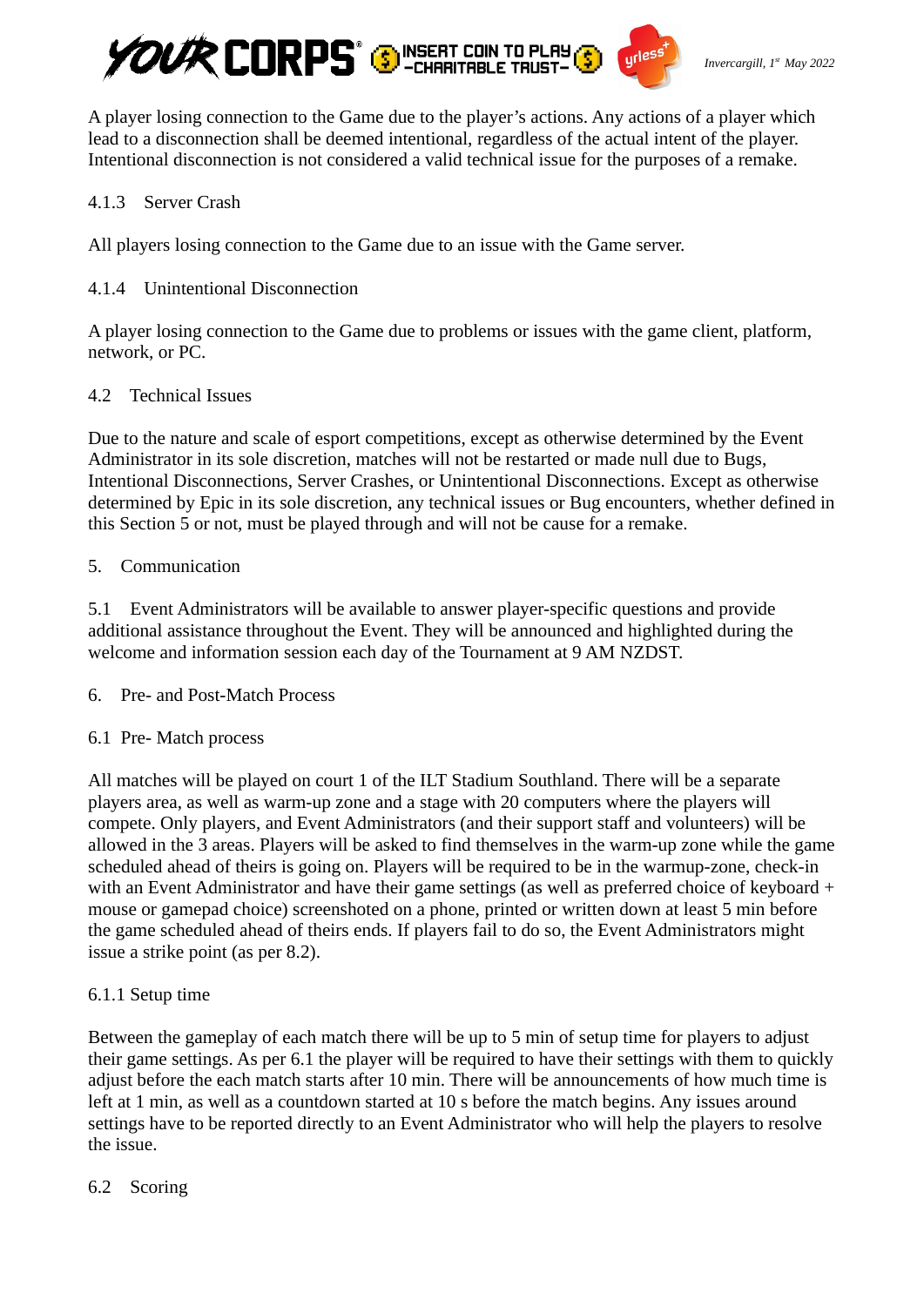A player losing connection to the Game due to the player's actions. Any actions of a player which lead to a disconnection shall be deemed intentional, regardless of the actual intent of the player. Intentional disconnection is not considered a valid technical issue for the purposes of a remake.

#### 4.1.3 Server Crash

All players losing connection to the Game due to an issue with the Game server.

#### 4.1.4 Unintentional Disconnection

A player losing connection to the Game due to problems or issues with the game client, platform, network, or PC.

### 4.2 Technical Issues

Due to the nature and scale of esport competitions, except as otherwise determined by the Event Administrator in its sole discretion, matches will not be restarted or made null due to Bugs, Intentional Disconnections, Server Crashes, or Unintentional Disconnections. Except as otherwise determined by Epic in its sole discretion, any technical issues or Bug encounters, whether defined in this Section 5 or not, must be played through and will not be cause for a remake.

## 5. Communication

5.1 Event Administrators will be available to answer player-specific questions and provide additional assistance throughout the Event. They will be announced and highlighted during the welcome and information session each day of the Tournament at 9 AM NZDST.

## 6. Pre- and Post-Match Process

### 6.1 Pre- Match process

All matches will be played on court 1 of the ILT Stadium Southland. There will be a separate players area, as well as warm-up zone and a stage with 20 computers where the players will compete. Only players, and Event Administrators (and their support staff and volunteers) will be allowed in the 3 areas. Players will be asked to find themselves in the warm-up zone while the game scheduled ahead of theirs is going on. Players will be required to be in the warmup-zone, check-in with an Event Administrator and have their game settings (as well as preferred choice of keyboard + mouse or gamepad choice) screenshoted on a phone, printed or written down at least 5 min before the game scheduled ahead of theirs ends. If players fail to do so, the Event Administrators might issue a strike point (as per 8.2).

#### 6.1.1 Setup time

Between the gameplay of each match there will be up to 5 min of setup time for players to adjust their game settings. As per 6.1 the player will be required to have their settings with them to quickly adjust before the each match starts after 10 min. There will be announcements of how much time is left at 1 min, as well as a countdown started at 10 s before the match begins. Any issues around settings have to be reported directly to an Event Administrator who will help the players to resolve the issue.

### 6.2 Scoring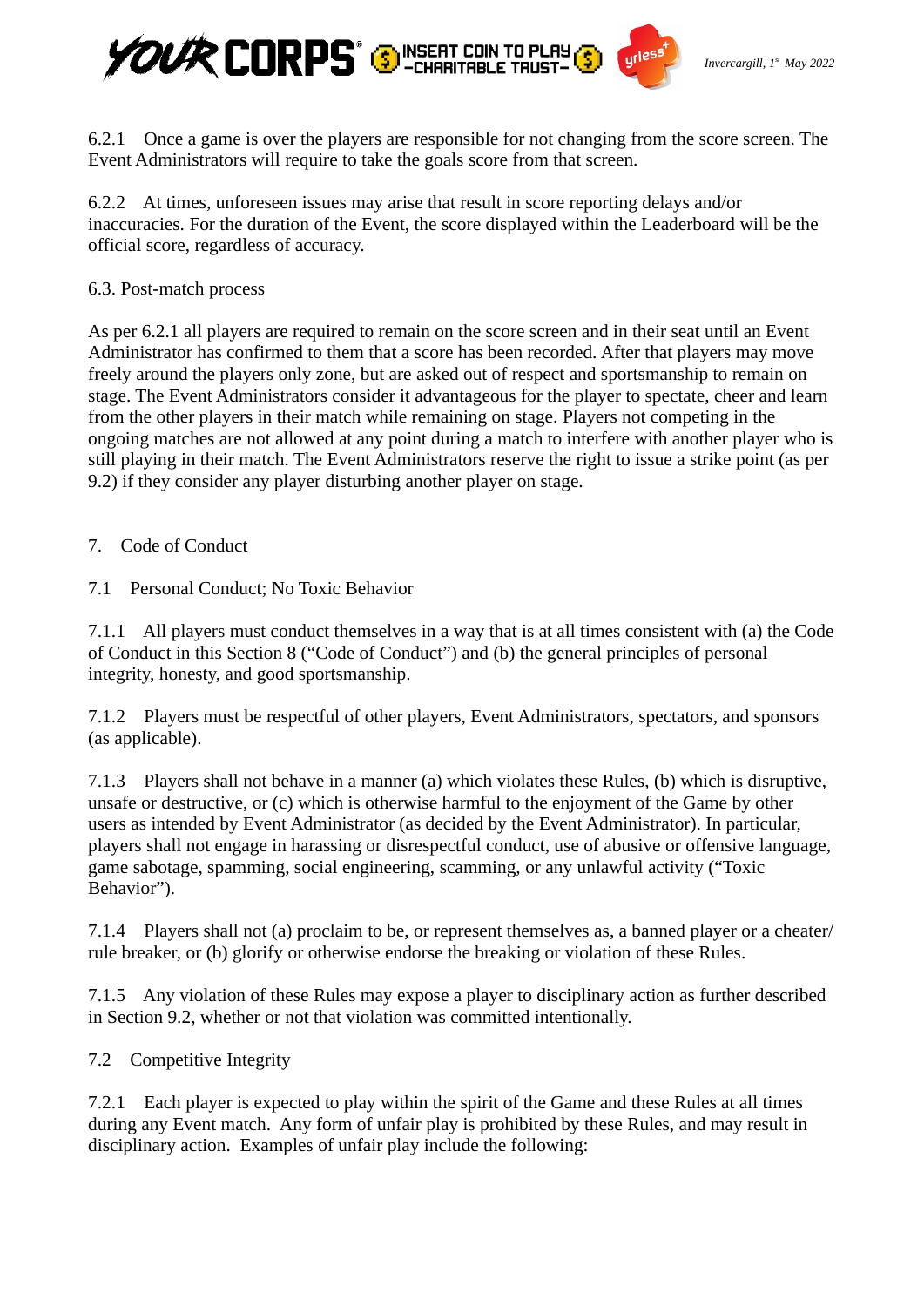6.2.1 Once a game is over the players are responsible for not changing from the score screen. The Event Administrators will require to take the goals score from that screen.

6.2.2 At times, unforeseen issues may arise that result in score reporting delays and/or inaccuracies. For the duration of the Event, the score displayed within the Leaderboard will be the official score, regardless of accuracy.

6.3. Post-match process

As per 6.2.1 all players are required to remain on the score screen and in their seat until an Event Administrator has confirmed to them that a score has been recorded. After that players may move freely around the players only zone, but are asked out of respect and sportsmanship to remain on stage. The Event Administrators consider it advantageous for the player to spectate, cheer and learn from the other players in their match while remaining on stage. Players not competing in the ongoing matches are not allowed at any point during a match to interfere with another player who is still playing in their match. The Event Administrators reserve the right to issue a strike point (as per 9.2) if they consider any player disturbing another player on stage.

## 7. Code of Conduct

### 7.1 Personal Conduct; No Toxic Behavior

7.1.1 All players must conduct themselves in a way that is at all times consistent with (a) the Code of Conduct in this Section 8 ("Code of Conduct") and (b) the general principles of personal integrity, honesty, and good sportsmanship.

7.1.2 Players must be respectful of other players, Event Administrators, spectators, and sponsors (as applicable).

7.1.3 Players shall not behave in a manner (a) which violates these Rules, (b) which is disruptive, unsafe or destructive, or (c) which is otherwise harmful to the enjoyment of the Game by other users as intended by Event Administrator (as decided by the Event Administrator). In particular, players shall not engage in harassing or disrespectful conduct, use of abusive or offensive language, game sabotage, spamming, social engineering, scamming, or any unlawful activity ("Toxic Behavior").

7.1.4 Players shall not (a) proclaim to be, or represent themselves as, a banned player or a cheater/ rule breaker, or (b) glorify or otherwise endorse the breaking or violation of these Rules.

7.1.5 Any violation of these Rules may expose a player to disciplinary action as further described in Section 9.2, whether or not that violation was committed intentionally.

### 7.2 Competitive Integrity

7.2.1 Each player is expected to play within the spirit of the Game and these Rules at all times during any Event match. Any form of unfair play is prohibited by these Rules, and may result in disciplinary action. Examples of unfair play include the following: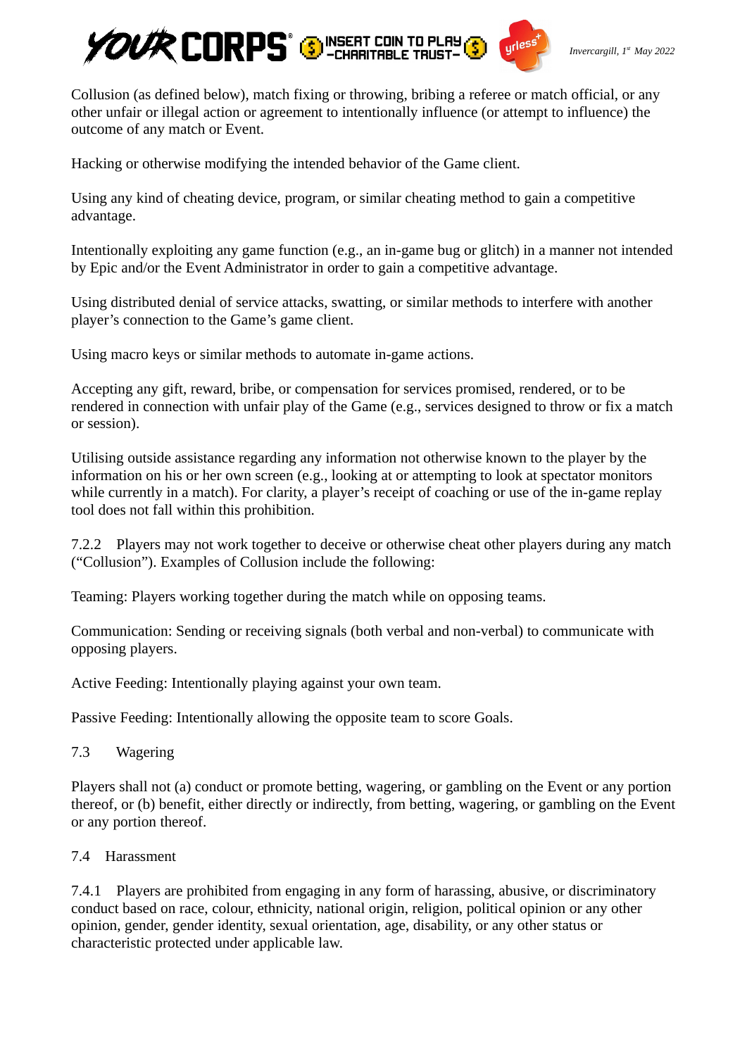Collusion (as defined below), match fixing or throwing, bribing a referee or match official, or any other unfair or illegal action or agreement to intentionally influence (or attempt to influence) the outcome of any match or Event.

Hacking or otherwise modifying the intended behavior of the Game client.

Using any kind of cheating device, program, or similar cheating method to gain a competitive advantage.

Intentionally exploiting any game function (e.g., an in-game bug or glitch) in a manner not intended by Epic and/or the Event Administrator in order to gain a competitive advantage.

Using distributed denial of service attacks, swatting, or similar methods to interfere with another player's connection to the Game's game client.

Using macro keys or similar methods to automate in-game actions.

Accepting any gift, reward, bribe, or compensation for services promised, rendered, or to be rendered in connection with unfair play of the Game (e.g., services designed to throw or fix a match or session).

Utilising outside assistance regarding any information not otherwise known to the player by the information on his or her own screen (e.g., looking at or attempting to look at spectator monitors while currently in a match). For clarity, a player's receipt of coaching or use of the in-game replay tool does not fall within this prohibition.

7.2.2 Players may not work together to deceive or otherwise cheat other players during any match ("Collusion"). Examples of Collusion include the following:

Teaming: Players working together during the match while on opposing teams.

Communication: Sending or receiving signals (both verbal and non-verbal) to communicate with opposing players.

Active Feeding: Intentionally playing against your own team.

Passive Feeding: Intentionally allowing the opposite team to score Goals.

7.3 Wagering

Players shall not (a) conduct or promote betting, wagering, or gambling on the Event or any portion thereof, or (b) benefit, either directly or indirectly, from betting, wagering, or gambling on the Event or any portion thereof.

7.4 Harassment

7.4.1 Players are prohibited from engaging in any form of harassing, abusive, or discriminatory conduct based on race, colour, ethnicity, national origin, religion, political opinion or any other opinion, gender, gender identity, sexual orientation, age, disability, or any other status or characteristic protected under applicable law.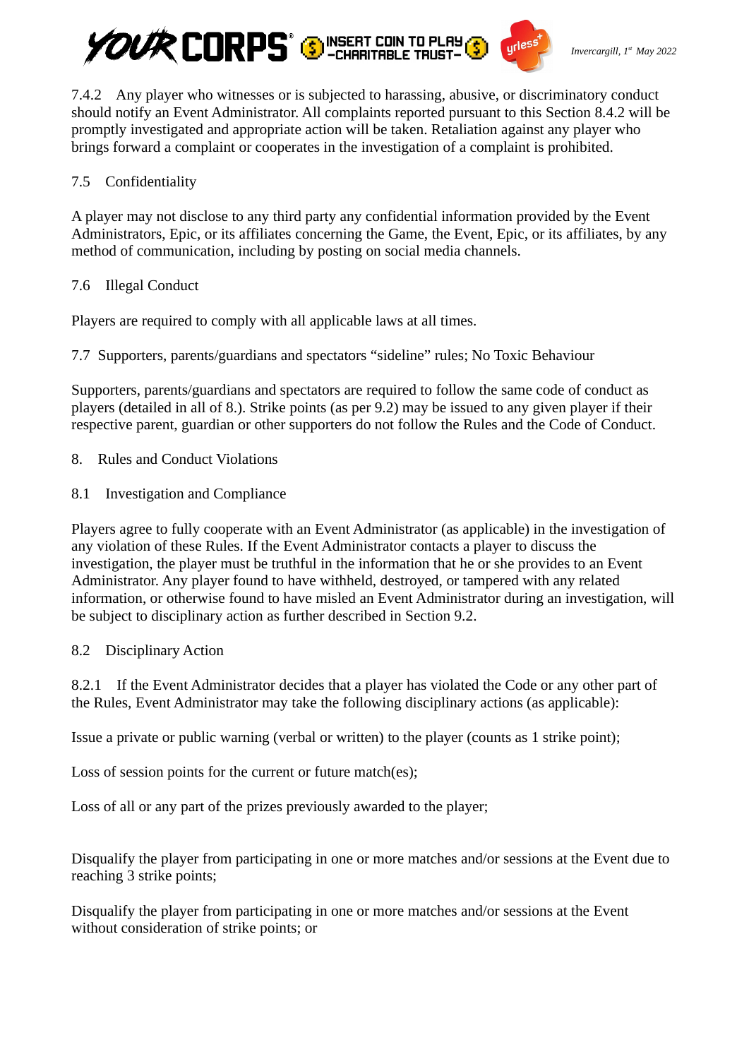7.4.2 Any player who witnesses or is subjected to harassing, abusive, or discriminatory conduct should notify an Event Administrator. All complaints reported pursuant to this Section 8.4.2 will be promptly investigated and appropriate action will be taken. Retaliation against any player who brings forward a complaint or cooperates in the investigation of a complaint is prohibited.

7.5 Confidentiality

A player may not disclose to any third party any confidential information provided by the Event Administrators, Epic, or its affiliates concerning the Game, the Event, Epic, or its affiliates, by any method of communication, including by posting on social media channels.

7.6 Illegal Conduct

Players are required to comply with all applicable laws at all times.

7.7 Supporters, parents/guardians and spectators “sideline” rules; No Toxic Behaviour

Supporters, parents/guardians and spectators are required to follow the same code of conduct as players (detailed in all of 8.). Strike points (as per 9.2) may be issued to any given player if their respective parent, guardian or other supporters do not follow the Rules and the Code of Conduct.

8. Rules and Conduct Violations

8.1 Investigation and Compliance

Players agree to fully cooperate with an Event Administrator (as applicable) in the investigation of any violation of these Rules. If the Event Administrator contacts a player to discuss the investigation, the player must be truthful in the information that he or she provides to an Event Administrator. Any player found to have withheld, destroyed, or tampered with any related information, or otherwise found to have misled an Event Administrator during an investigation, will be subject to disciplinary action as further described in Section 9.2.

8.2 Disciplinary Action

8.2.1 If the Event Administrator decides that a player has violated the Code or any other part of the Rules, Event Administrator may take the following disciplinary actions (as applicable):

Issue a private or public warning (verbal or written) to the player (counts as 1 strike point);

Loss of session points for the current or future match(es);

Loss of all or any part of the prizes previously awarded to the player;

Disqualify the player from participating in one or more matches and/or sessions at the Event due to reaching 3 strike points;

Disqualify the player from participating in one or more matches and/or sessions at the Event without consideration of strike points; or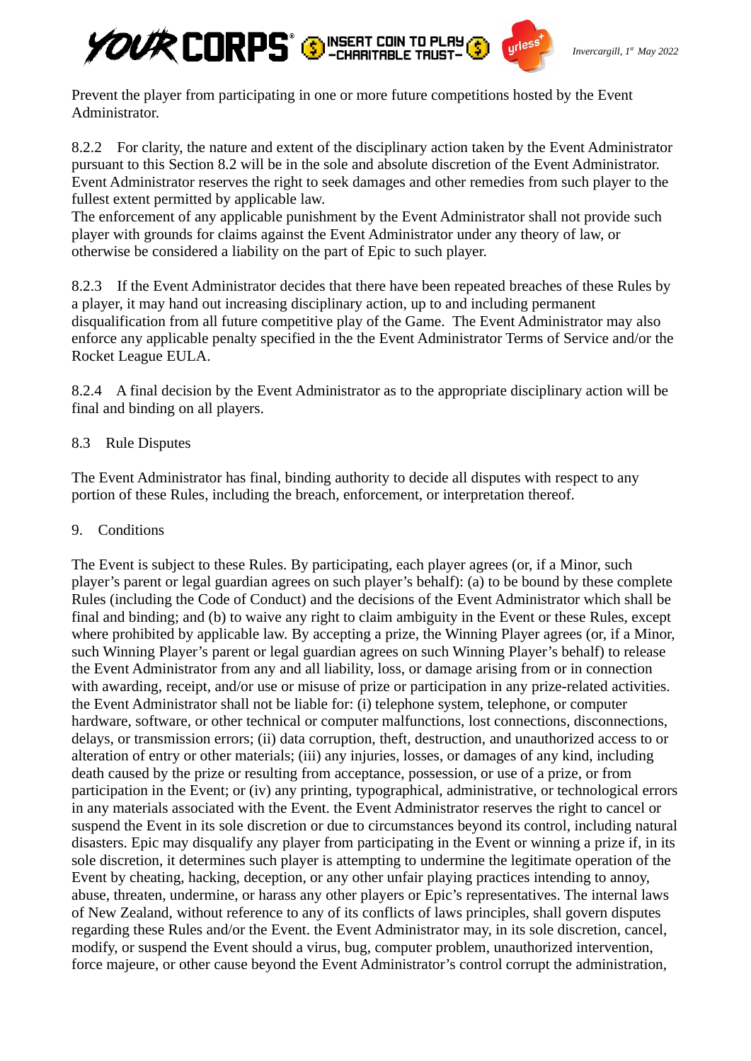Prevent the player from participating in one or more future competitions hosted by the Event Administrator.

8.2.2 For clarity, the nature and extent of the disciplinary action taken by the Event Administrator pursuant to this Section 8.2 will be in the sole and absolute discretion of the Event Administrator. Event Administrator reserves the right to seek damages and other remedies from such player to the fullest extent permitted by applicable law.
The enforcement of any applicable punishment by the Event Administrator shall not provide such player with grounds for claims against the Event Administrator under any theory of law, or otherwise be considered a liability on the part of Epic to such player.

8.2.3 If the Event Administrator decides that there have been repeated breaches of these Rules by a player, it may hand out increasing disciplinary action, up to and including permanent disqualification from all future competitive play of the Game. The Event Administrator may also enforce any applicable penalty specified in the the Event Administrator Terms of Service and/or the Rocket League EULA.

8.2.4 A final decision by the Event Administrator as to the appropriate disciplinary action will be final and binding on all players.

8.3 Rule Disputes

The Event Administrator has final, binding authority to decide all disputes with respect to any portion of these Rules, including the breach, enforcement, or interpretation thereof.

9. Conditions

The Event is subject to these Rules. By participating, each player agrees (or, if a Minor, such player's parent or legal guardian agrees on such player's behalf): (a) to be bound by these complete Rules (including the Code of Conduct) and the decisions of the Event Administrator which shall be final and binding; and (b) to waive any right to claim ambiguity in the Event or these Rules, except where prohibited by applicable law. By accepting a prize, the Winning Player agrees (or, if a Minor, such Winning Player's parent or legal guardian agrees on such Winning Player's behalf) to release the Event Administrator from any and all liability, loss, or damage arising from or in connection with awarding, receipt, and/or use or misuse of prize or participation in any prize-related activities. the Event Administrator shall not be liable for: (i) telephone system, telephone, or computer hardware, software, or other technical or computer malfunctions, lost connections, disconnections, delays, or transmission errors; (ii) data corruption, theft, destruction, and unauthorized access to or alteration of entry or other materials; (iii) any injuries, losses, or damages of any kind, including death caused by the prize or resulting from acceptance, possession, or use of a prize, or from participation in the Event; or (iv) any printing, typographical, administrative, or technological errors in any materials associated with the Event. the Event Administrator reserves the right to cancel or suspend the Event in its sole discretion or due to circumstances beyond its control, including natural disasters. Epic may disqualify any player from participating in the Event or winning a prize if, in its sole discretion, it determines such player is attempting to undermine the legitimate operation of the Event by cheating, hacking, deception, or any other unfair playing practices intending to annoy, abuse, threaten, undermine, or harass any other players or Epic's representatives. The internal laws of New Zealand, without reference to any of its conflicts of laws principles, shall govern disputes regarding these Rules and/or the Event. the Event Administrator may, in its sole discretion, cancel, modify, or suspend the Event should a virus, bug, computer problem, unauthorized intervention, force majeure, or other cause beyond the Event Administrator's control corrupt the administration,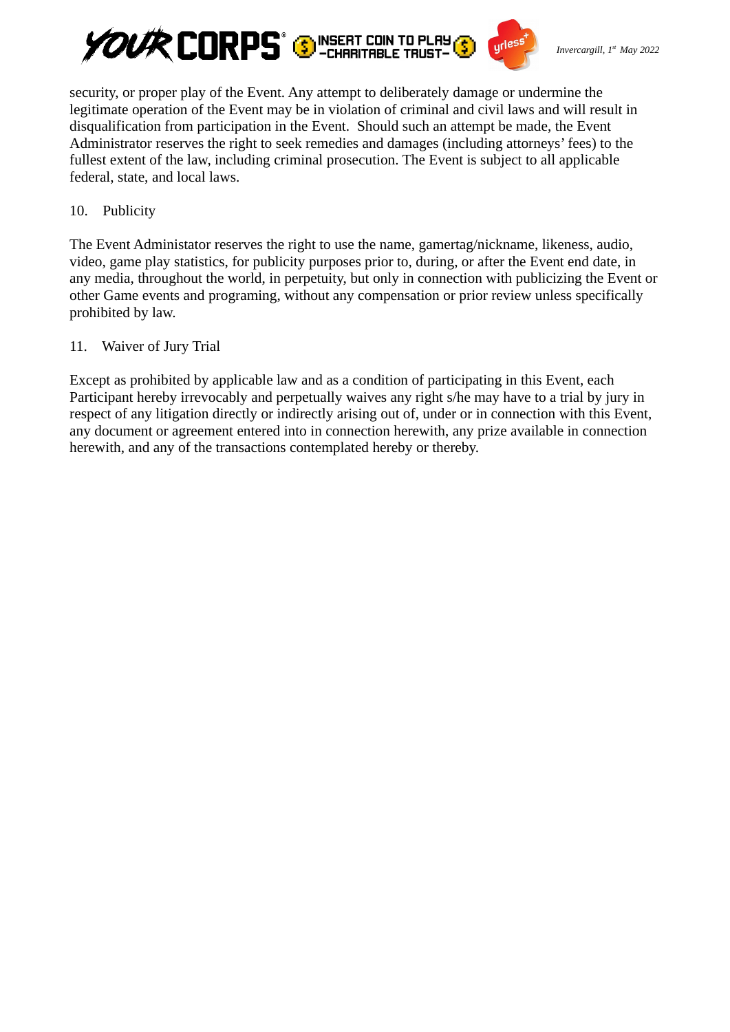security, or proper play of the Event. Any attempt to deliberately damage or undermine the legitimate operation of the Event may be in violation of criminal and civil laws and will result in disqualification from participation in the Event. Should such an attempt be made, the Event Administrator reserves the right to seek remedies and damages (including attorneys' fees) to the fullest extent of the law, including criminal prosecution. The Event is subject to all applicable federal, state, and local laws.

10. Publicity

The Event Administator reserves the right to use the name, gamertag/nickname, likeness, audio, video, game play statistics, for publicity purposes prior to, during, or after the Event end date, in any media, throughout the world, in perpetuity, but only in connection with publicizing the Event or other Game events and programing, without any compensation or prior review unless specifically prohibited by law.

11. Waiver of Jury Trial

Except as prohibited by applicable law and as a condition of participating in this Event, each Participant hereby irrevocably and perpetually waives any right s/he may have to a trial by jury in respect of any litigation directly or indirectly arising out of, under or in connection with this Event, any document or agreement entered into in connection herewith, any prize available in connection herewith, and any of the transactions contemplated hereby or thereby.